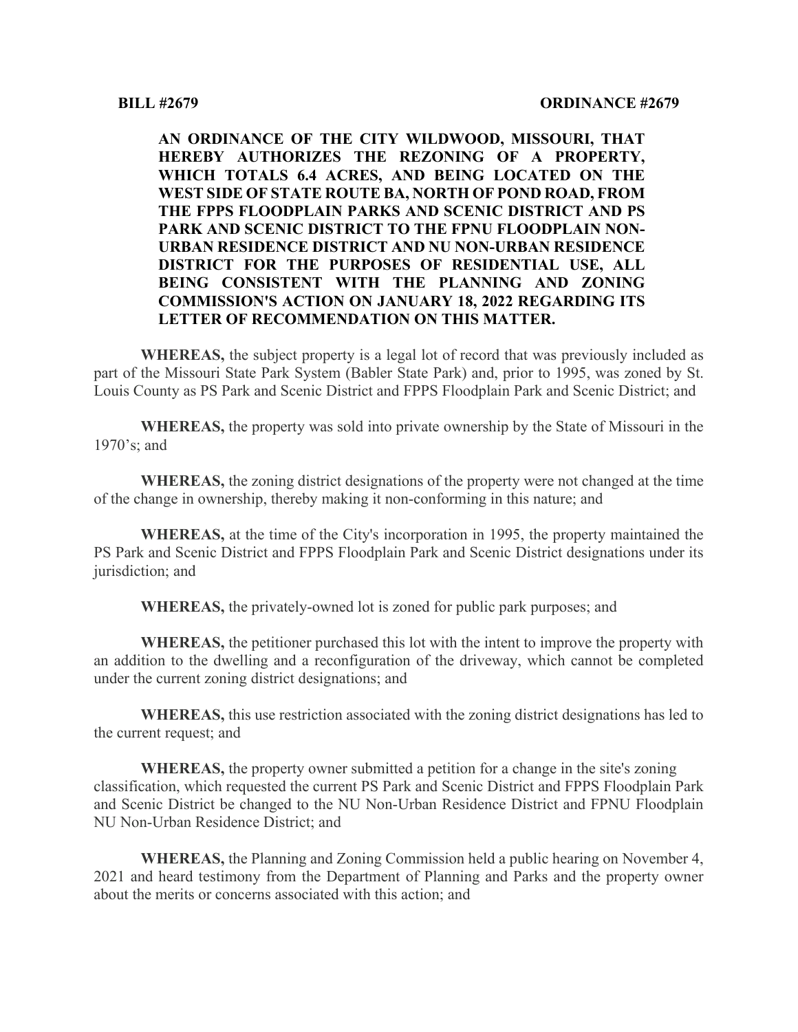**BILL #2679** **ORDINANCE #2679**

**AN ORDINANCE OF THE CITY WILDWOOD, MISSOURI, THAT HEREBY AUTHORIZES THE REZONING OF A PROPERTY, WHICH TOTALS 6.4 ACRES, AND BEING LOCATED ON THE WEST SIDE OF STATE ROUTE BA, NORTH OF POND ROAD, FROM THE FPPS FLOODPLAIN PARKS AND SCENIC DISTRICT AND PS PARK AND SCENIC DISTRICT TO THE FPNU FLOODPLAIN NON-URBAN RESIDENCE DISTRICT AND NU NON-URBAN RESIDENCE DISTRICT FOR THE PURPOSES OF RESIDENTIAL USE, ALL BEING CONSISTENT WITH THE PLANNING AND ZONING COMMISSION'S ACTION ON JANUARY 18, 2022 REGARDING ITS LETTER OF RECOMMENDATION ON THIS MATTER.**

**WHEREAS,** the subject property is a legal lot of record that was previously included as part of the Missouri State Park System (Babler State Park) and, prior to 1995, was zoned by St. Louis County as PS Park and Scenic District and FPPS Floodplain Park and Scenic District; and

**WHEREAS,** the property was sold into private ownership by the State of Missouri in the 1970's; and

**WHEREAS,** the zoning district designations of the property were not changed at the time of the change in ownership, thereby making it non-conforming in this nature; and

**WHEREAS,** at the time of the City's incorporation in 1995, the property maintained the PS Park and Scenic District and FPPS Floodplain Park and Scenic District designations under its jurisdiction; and

**WHEREAS,** the privately-owned lot is zoned for public park purposes; and

**WHEREAS,** the petitioner purchased this lot with the intent to improve the property with an addition to the dwelling and a reconfiguration of the driveway, which cannot be completed under the current zoning district designations; and

**WHEREAS,** this use restriction associated with the zoning district designations has led to the current request; and

**WHEREAS,** the property owner submitted a petition for a change in the site's zoning classification, which requested the current PS Park and Scenic District and FPPS Floodplain Park and Scenic District be changed to the NU Non-Urban Residence District and FPNU Floodplain NU Non-Urban Residence District; and

**WHEREAS,** the Planning and Zoning Commission held a public hearing on November 4, 2021 and heard testimony from the Department of Planning and Parks and the property owner about the merits or concerns associated with this action; and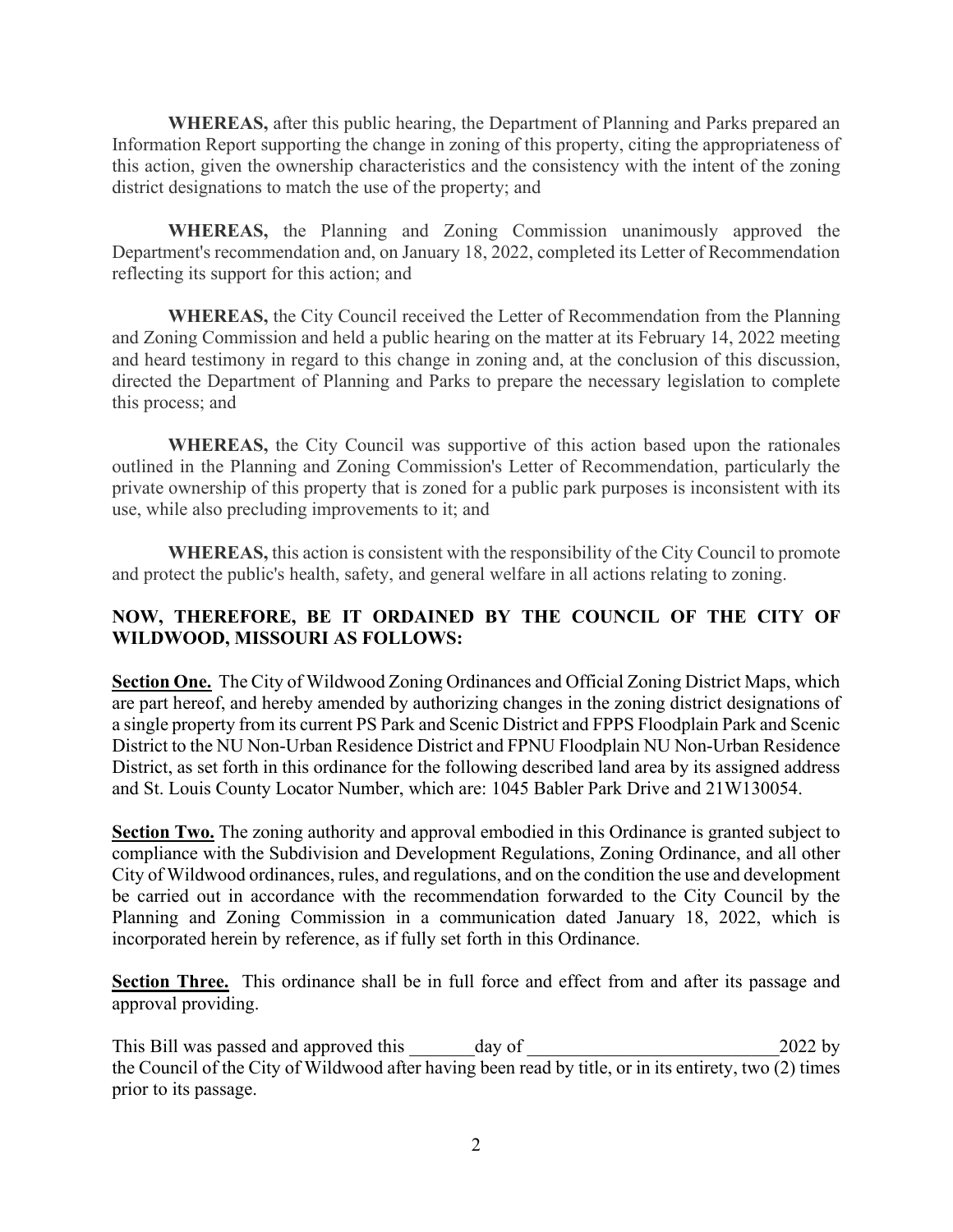**WHEREAS,** after this public hearing, the Department of Planning and Parks prepared an Information Report supporting the change in zoning of this property, citing the appropriateness of this action, given the ownership characteristics and the consistency with the intent of the zoning district designations to match the use of the property; and

**WHEREAS,** the Planning and Zoning Commission unanimously approved the Department's recommendation and, on January 18, 2022, completed its Letter of Recommendation reflecting its support for this action; and

**WHEREAS,** the City Council received the Letter of Recommendation from the Planning and Zoning Commission and held a public hearing on the matter at its February 14, 2022 meeting and heard testimony in regard to this change in zoning and, at the conclusion of this discussion, directed the Department of Planning and Parks to prepare the necessary legislation to complete this process; and

**WHEREAS,** the City Council was supportive of this action based upon the rationales outlined in the Planning and Zoning Commission's Letter of Recommendation, particularly the private ownership of this property that is zoned for a public park purposes is inconsistent with its use, while also precluding improvements to it; and

**WHEREAS,** this action is consistent with the responsibility of the City Council to promote and protect the public's health, safety, and general welfare in all actions relating to zoning.

**NOW, THEREFORE, BE IT ORDAINED BY THE COUNCIL OF THE CITY OF WILDWOOD, MISSOURI AS FOLLOWS:**

**Section One.** The City of Wildwood Zoning Ordinances and Official Zoning District Maps, which are part hereof, and hereby amended by authorizing changes in the zoning district designations of a single property from its current PS Park and Scenic District and FPPS Floodplain Park and Scenic District to the NU Non-Urban Residence District and FPNU Floodplain NU Non-Urban Residence District, as set forth in this ordinance for the following described land area by its assigned address and St. Louis County Locator Number, which are: 1045 Babler Park Drive and 21W130054.

**Section Two.** The zoning authority and approval embodied in this Ordinance is granted subject to compliance with the Subdivision and Development Regulations, Zoning Ordinance, and all other City of Wildwood ordinances, rules, and regulations, and on the condition the use and development be carried out in accordance with the recommendation forwarded to the City Council by the Planning and Zoning Commission in a communication dated January 18, 2022, which is incorporated herein by reference, as if fully set forth in this Ordinance.

**Section Three.** This ordinance shall be in full force and effect from and after its passage and approval providing.

This Bill was passed and approved this _______day of ___________________________2022 by the Council of the City of Wildwood after having been read by title, or in its entirety, two (2) times prior to its passage.